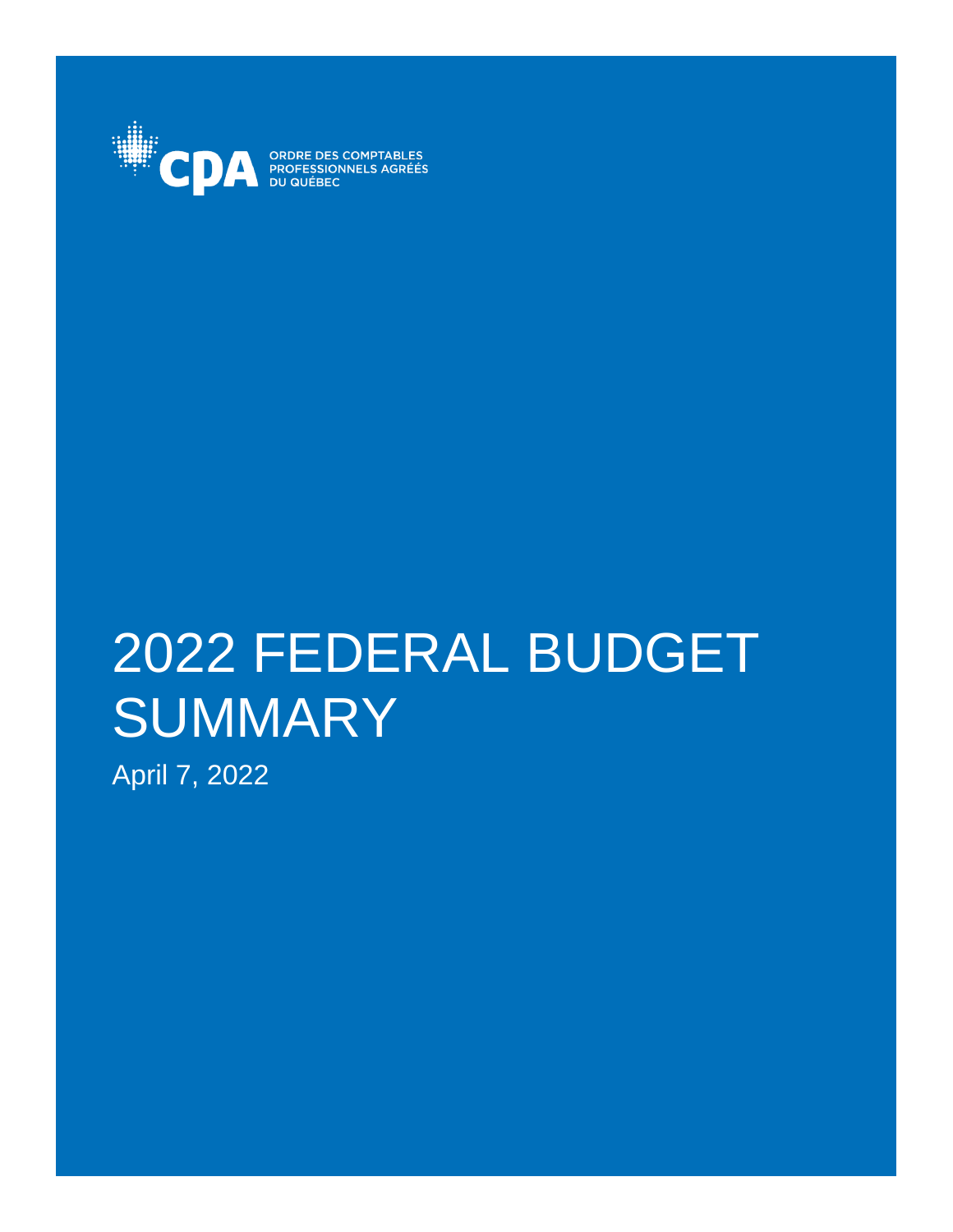CPA ORDRE DES COMPTABLES PROFESSIONNELS AGRÉÉS DU QUÉBEC

# 2022 FEDERAL BUDGET SUMMARY

April 7, 2022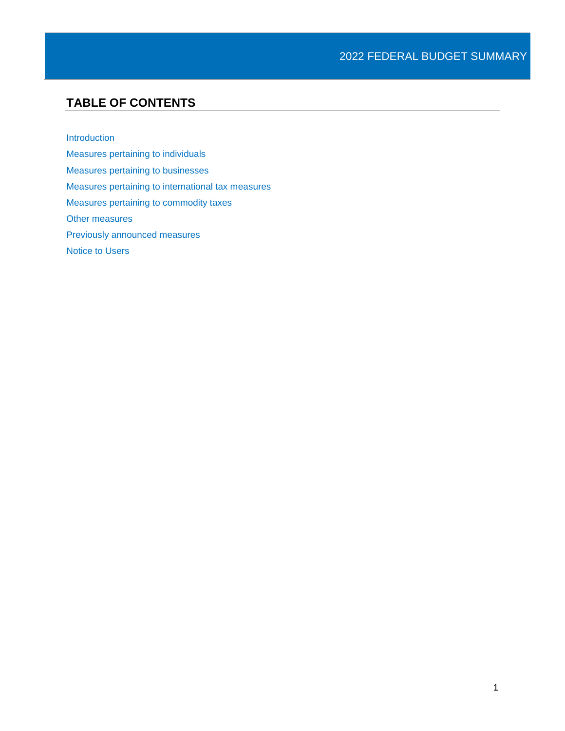## TABLE OF CONTENTS

Introduction

Measures pertaining to individuals

Measures pertaining to businesses

Measures pertaining to international tax measures

Measures pertaining to commodity taxes

Other measures

Previously announced measures

Notice to Users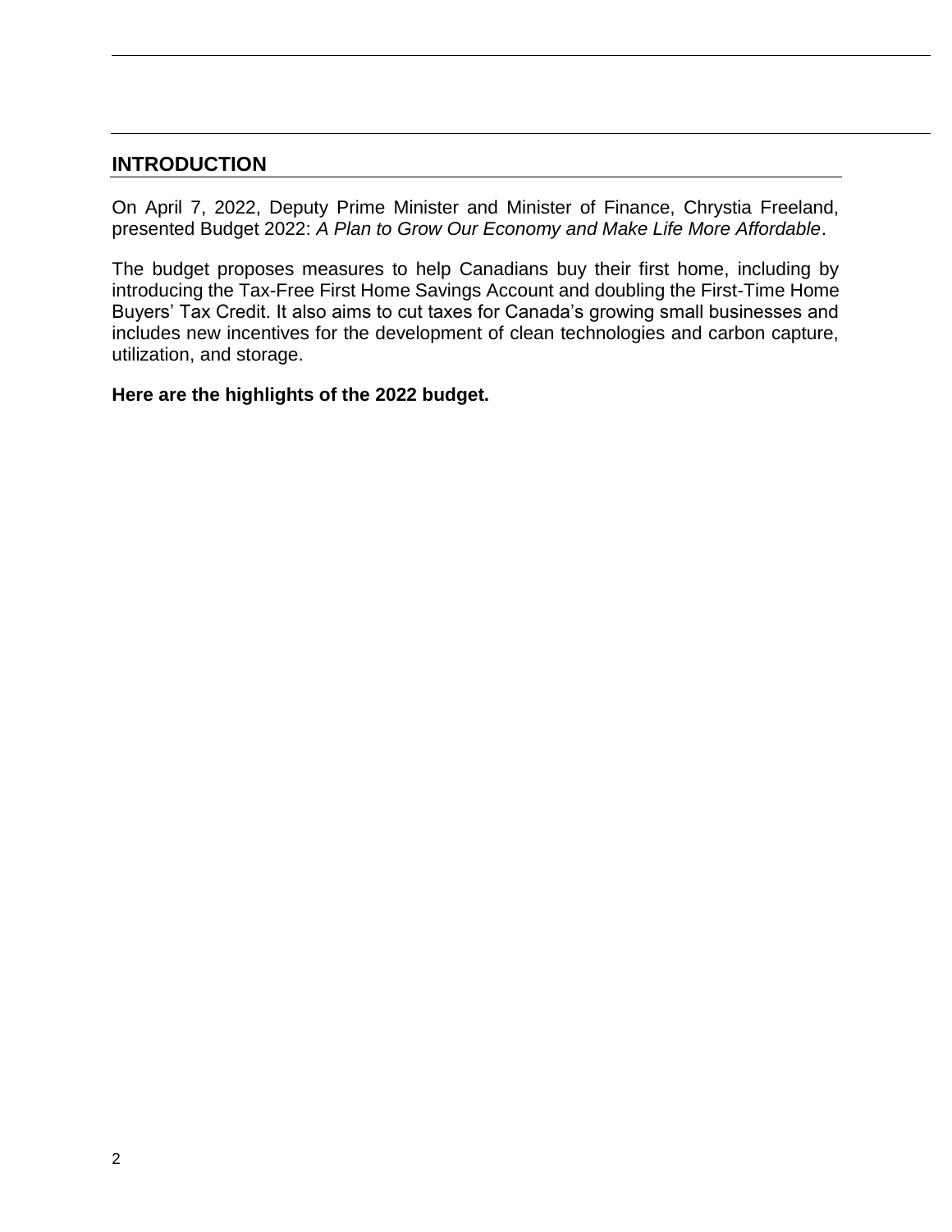## INTRODUCTION

On April 7, 2022, Deputy Prime Minister and Minister of Finance, Chrystia Freeland, presented Budget 2022: *A Plan to Grow Our Economy and Make Life More Affordable*.

The budget proposes measures to help Canadians buy their first home, including by introducing the Tax-Free First Home Savings Account and doubling the First-Time Home Buyers' Tax Credit. It also aims to cut taxes for Canada's growing small businesses and includes new incentives for the development of clean technologies and carbon capture, utilization, and storage.

**Here are the highlights of the 2022 budget.**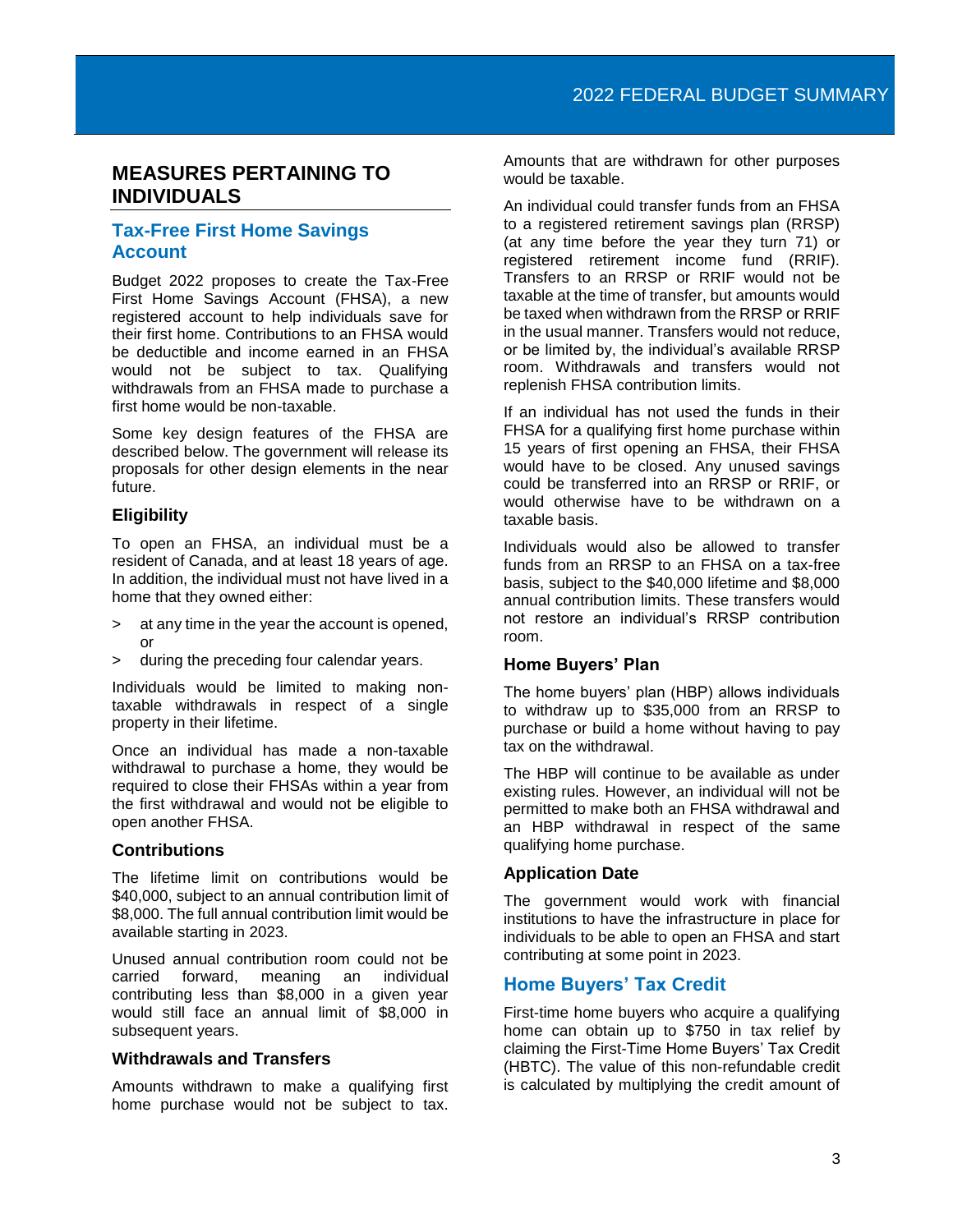## MEASURES PERTAINING TO INDIVIDUALS

### Tax-Free First Home Savings Account

Budget 2022 proposes to create the Tax-Free First Home Savings Account (FHSA), a new registered account to help individuals save for their first home. Contributions to an FHSA would be deductible and income earned in an FHSA would not be subject to tax. Qualifying withdrawals from an FHSA made to purchase a first home would be non-taxable.

Some key design features of the FHSA are described below. The government will release its proposals for other design elements in the near future.

#### Eligibility

To open an FHSA, an individual must be a resident of Canada, and at least 18 years of age. In addition, the individual must not have lived in a home that they owned either:

> at any time in the year the account is opened, or
> during the preceding four calendar years.

Individuals would be limited to making non-taxable withdrawals in respect of a single property in their lifetime.

Once an individual has made a non-taxable withdrawal to purchase a home, they would be required to close their FHSAs within a year from the first withdrawal and would not be eligible to open another FHSA.

#### Contributions

The lifetime limit on contributions would be $40,000, subject to an annual contribution limit of $8,000. The full annual contribution limit would be available starting in 2023.

Unused annual contribution room could not be carried forward, meaning an individual contributing less than $8,000 in a given year would still face an annual limit of $8,000 in subsequent years.

#### Withdrawals and Transfers

Amounts withdrawn to make a qualifying first home purchase would not be subject to tax. Amounts that are withdrawn for other purposes would be taxable.

An individual could transfer funds from an FHSA to a registered retirement savings plan (RRSP) (at any time before the year they turn 71) or registered retirement income fund (RRIF). Transfers to an RRSP or RRIF would not be taxable at the time of transfer, but amounts would be taxed when withdrawn from the RRSP or RRIF in the usual manner. Transfers would not reduce, or be limited by, the individual's available RRSP room. Withdrawals and transfers would not replenish FHSA contribution limits.

If an individual has not used the funds in their FHSA for a qualifying first home purchase within 15 years of first opening an FHSA, their FHSA would have to be closed. Any unused savings could be transferred into an RRSP or RRIF, or would otherwise have to be withdrawn on a taxable basis.

Individuals would also be allowed to transfer funds from an RRSP to an FHSA on a tax-free basis, subject to the $40,000 lifetime and $8,000 annual contribution limits. These transfers would not restore an individual's RRSP contribution room.

#### Home Buyers' Plan

The home buyers' plan (HBP) allows individuals to withdraw up to $35,000 from an RRSP to purchase or build a home without having to pay tax on the withdrawal.

The HBP will continue to be available as under existing rules. However, an individual will not be permitted to make both an FHSA withdrawal and an HBP withdrawal in respect of the same qualifying home purchase.

#### Application Date

The government would work with financial institutions to have the infrastructure in place for individuals to be able to open an FHSA and start contributing at some point in 2023.

### Home Buyers' Tax Credit

First-time home buyers who acquire a qualifying home can obtain up to $750 in tax relief by claiming the First-Time Home Buyers' Tax Credit (HBTC). The value of this non-refundable credit is calculated by multiplying the credit amount of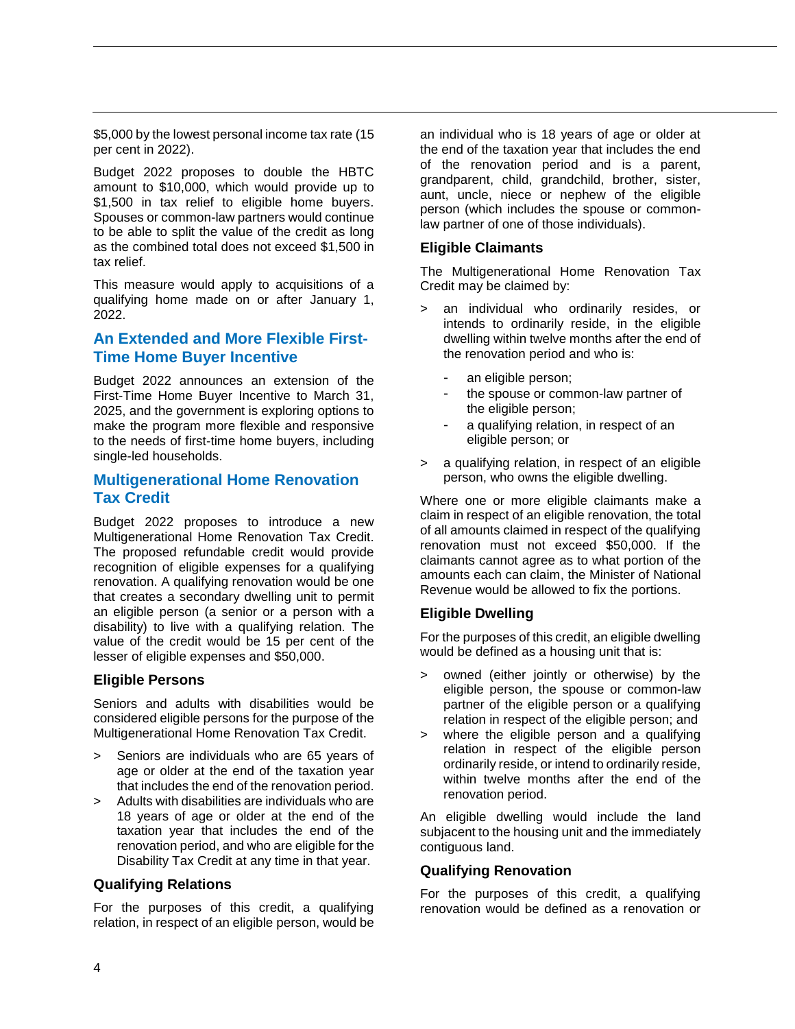$5,000 by the lowest personal income tax rate (15 per cent in 2022).

Budget 2022 proposes to double the HBTC amount to $10,000, which would provide up to $1,500 in tax relief to eligible home buyers. Spouses or common-law partners would continue to be able to split the value of the credit as long as the combined total does not exceed $1,500 in tax relief.

This measure would apply to acquisitions of a qualifying home made on or after January 1, 2022.

## An Extended and More Flexible First-Time Home Buyer Incentive

Budget 2022 announces an extension of the First-Time Home Buyer Incentive to March 31, 2025, and the government is exploring options to make the program more flexible and responsive to the needs of first-time home buyers, including single-led households.

## Multigenerational Home Renovation Tax Credit

Budget 2022 proposes to introduce a new Multigenerational Home Renovation Tax Credit. The proposed refundable credit would provide recognition of eligible expenses for a qualifying renovation. A qualifying renovation would be one that creates a secondary dwelling unit to permit an eligible person (a senior or a person with a disability) to live with a qualifying relation. The value of the credit would be 15 per cent of the lesser of eligible expenses and $50,000.

### Eligible Persons

Seniors and adults with disabilities would be considered eligible persons for the purpose of the Multigenerational Home Renovation Tax Credit.

> Seniors are individuals who are 65 years of age or older at the end of the taxation year that includes the end of the renovation period.

> Adults with disabilities are individuals who are 18 years of age or older at the end of the taxation year that includes the end of the renovation period, and who are eligible for the Disability Tax Credit at any time in that year.

### Qualifying Relations

For the purposes of this credit, a qualifying relation, in respect of an eligible person, would be an individual who is 18 years of age or older at the end of the taxation year that includes the end of the renovation period and is a parent, grandparent, child, grandchild, brother, sister, aunt, uncle, niece or nephew of the eligible person (which includes the spouse or common-law partner of one of those individuals).

### Eligible Claimants

The Multigenerational Home Renovation Tax Credit may be claimed by:

> an individual who ordinarily resides, or intends to ordinarily reside, in the eligible dwelling within twelve months after the end of the renovation period and who is:

- an eligible person;
- the spouse or common-law partner of the eligible person;
- a qualifying relation, in respect of an eligible person; or

> a qualifying relation, in respect of an eligible person, who owns the eligible dwelling.

Where one or more eligible claimants make a claim in respect of an eligible renovation, the total of all amounts claimed in respect of the qualifying renovation must not exceed $50,000. If the claimants cannot agree as to what portion of the amounts each can claim, the Minister of National Revenue would be allowed to fix the portions.

### Eligible Dwelling

For the purposes of this credit, an eligible dwelling would be defined as a housing unit that is:

> owned (either jointly or otherwise) by the eligible person, the spouse or common-law partner of the eligible person or a qualifying relation in respect of the eligible person; and

> where the eligible person and a qualifying relation in respect of the eligible person ordinarily reside, or intend to ordinarily reside, within twelve months after the end of the renovation period.

An eligible dwelling would include the land subjacent to the housing unit and the immediately contiguous land.

### Qualifying Renovation

For the purposes of this credit, a qualifying renovation would be defined as a renovation or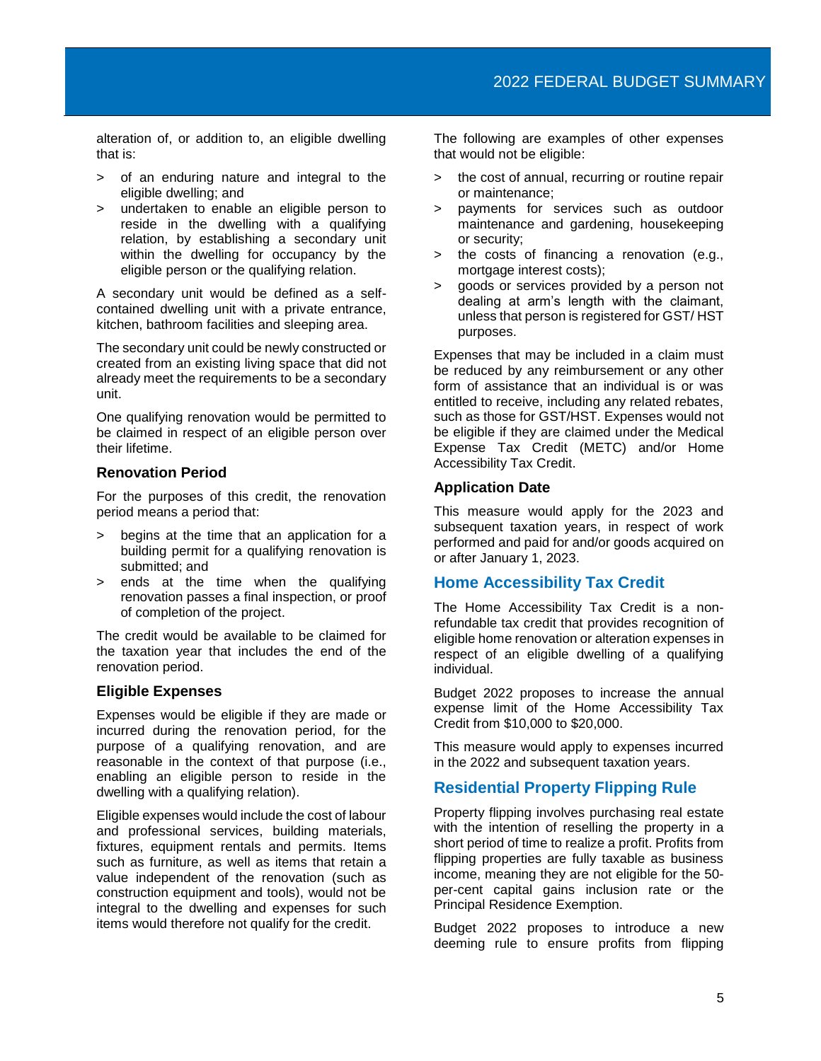alteration of, or addition to, an eligible dwelling that is:

- of an enduring nature and integral to the eligible dwelling; and
- undertaken to enable an eligible person to reside in the dwelling with a qualifying relation, by establishing a secondary unit within the dwelling for occupancy by the eligible person or the qualifying relation.

A secondary unit would be defined as a self-contained dwelling unit with a private entrance, kitchen, bathroom facilities and sleeping area.

The secondary unit could be newly constructed or created from an existing living space that did not already meet the requirements to be a secondary unit.

One qualifying renovation would be permitted to be claimed in respect of an eligible person over their lifetime.

### Renovation Period

For the purposes of this credit, the renovation period means a period that:

- begins at the time that an application for a building permit for a qualifying renovation is submitted; and
- ends at the time when the qualifying renovation passes a final inspection, or proof of completion of the project.

The credit would be available to be claimed for the taxation year that includes the end of the renovation period.

### Eligible Expenses

Expenses would be eligible if they are made or incurred during the renovation period, for the purpose of a qualifying renovation, and are reasonable in the context of that purpose (i.e., enabling an eligible person to reside in the dwelling with a qualifying relation).

Eligible expenses would include the cost of labour and professional services, building materials, fixtures, equipment rentals and permits. Items such as furniture, as well as items that retain a value independent of the renovation (such as construction equipment and tools), would not be integral to the dwelling and expenses for such items would therefore not qualify for the credit.

The following are examples of other expenses that would not be eligible:

- the cost of annual, recurring or routine repair or maintenance;
- payments for services such as outdoor maintenance and gardening, housekeeping or security;
- the costs of financing a renovation (e.g., mortgage interest costs);
- goods or services provided by a person not dealing at arm's length with the claimant, unless that person is registered for GST/ HST purposes.

Expenses that may be included in a claim must be reduced by any reimbursement or any other form of assistance that an individual is or was entitled to receive, including any related rebates, such as those for GST/HST. Expenses would not be eligible if they are claimed under the Medical Expense Tax Credit (METC) and/or Home Accessibility Tax Credit.

### Application Date

This measure would apply for the 2023 and subsequent taxation years, in respect of work performed and paid for and/or goods acquired on or after January 1, 2023.

## Home Accessibility Tax Credit

The Home Accessibility Tax Credit is a non-refundable tax credit that provides recognition of eligible home renovation or alteration expenses in respect of an eligible dwelling of a qualifying individual.

Budget 2022 proposes to increase the annual expense limit of the Home Accessibility Tax Credit from $10,000 to $20,000.

This measure would apply to expenses incurred in the 2022 and subsequent taxation years.

## Residential Property Flipping Rule

Property flipping involves purchasing real estate with the intention of reselling the property in a short period of time to realize a profit. Profits from flipping properties are fully taxable as business income, meaning they are not eligible for the 50-per-cent capital gains inclusion rate or the Principal Residence Exemption.

Budget 2022 proposes to introduce a new deeming rule to ensure profits from flipping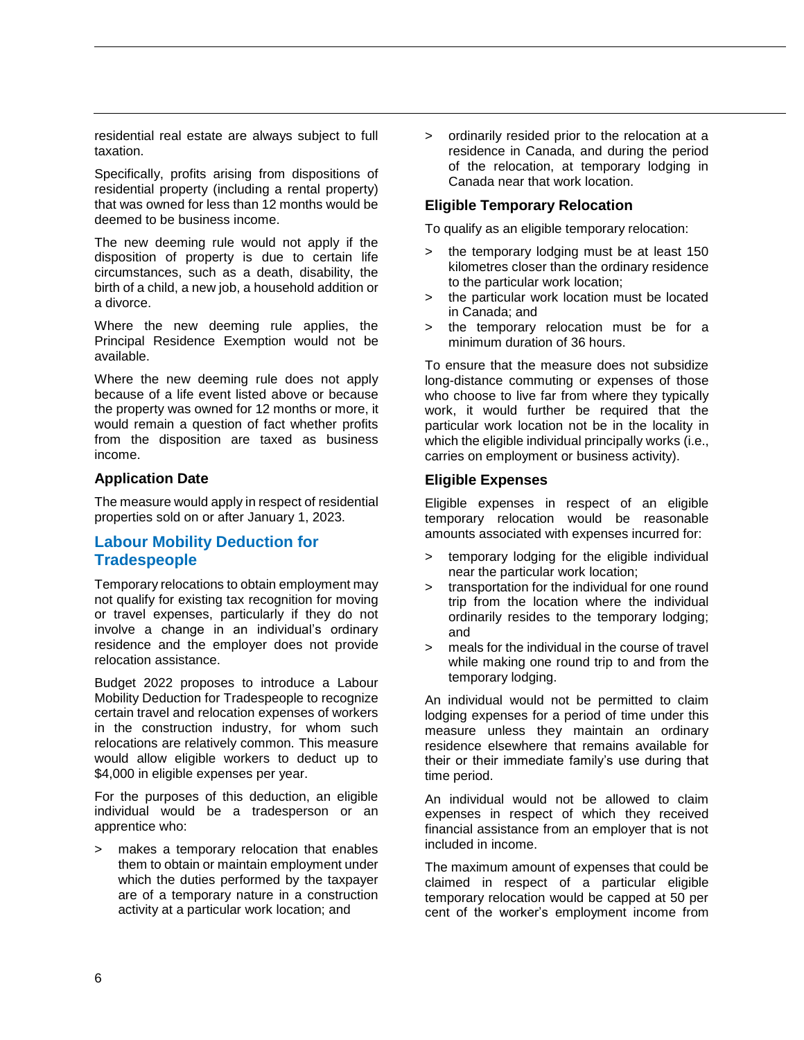residential real estate are always subject to full taxation.

Specifically, profits arising from dispositions of residential property (including a rental property) that was owned for less than 12 months would be deemed to be business income.

The new deeming rule would not apply if the disposition of property is due to certain life circumstances, such as a death, disability, the birth of a child, a new job, a household addition or a divorce.

Where the new deeming rule applies, the Principal Residence Exemption would not be available.

Where the new deeming rule does not apply because of a life event listed above or because the property was owned for 12 months or more, it would remain a question of fact whether profits from the disposition are taxed as business income.

### Application Date

The measure would apply in respect of residential properties sold on or after January 1, 2023.

## Labour Mobility Deduction for Tradespeople

Temporary relocations to obtain employment may not qualify for existing tax recognition for moving or travel expenses, particularly if they do not involve a change in an individual's ordinary residence and the employer does not provide relocation assistance.

Budget 2022 proposes to introduce a Labour Mobility Deduction for Tradespeople to recognize certain travel and relocation expenses of workers in the construction industry, for whom such relocations are relatively common. This measure would allow eligible workers to deduct up to $4,000 in eligible expenses per year.

For the purposes of this deduction, an eligible individual would be a tradesperson or an apprentice who:

- makes a temporary relocation that enables them to obtain or maintain employment under which the duties performed by the taxpayer are of a temporary nature in a construction activity at a particular work location; and
- ordinarily resided prior to the relocation at a residence in Canada, and during the period of the relocation, at temporary lodging in Canada near that work location.

### Eligible Temporary Relocation

To qualify as an eligible temporary relocation:

- the temporary lodging must be at least 150 kilometres closer than the ordinary residence to the particular work location;
- the particular work location must be located in Canada; and
- the temporary relocation must be for a minimum duration of 36 hours.

To ensure that the measure does not subsidize long-distance commuting or expenses of those who choose to live far from where they typically work, it would further be required that the particular work location not be in the locality in which the eligible individual principally works (i.e., carries on employment or business activity).

### Eligible Expenses

Eligible expenses in respect of an eligible temporary relocation would be reasonable amounts associated with expenses incurred for:

- temporary lodging for the eligible individual near the particular work location;
- transportation for the individual for one round trip from the location where the individual ordinarily resides to the temporary lodging; and
- meals for the individual in the course of travel while making one round trip to and from the temporary lodging.

An individual would not be permitted to claim lodging expenses for a period of time under this measure unless they maintain an ordinary residence elsewhere that remains available for their or their immediate family's use during that time period.

An individual would not be allowed to claim expenses in respect of which they received financial assistance from an employer that is not included in income.

The maximum amount of expenses that could be claimed in respect of a particular eligible temporary relocation would be capped at 50 per cent of the worker's employment income from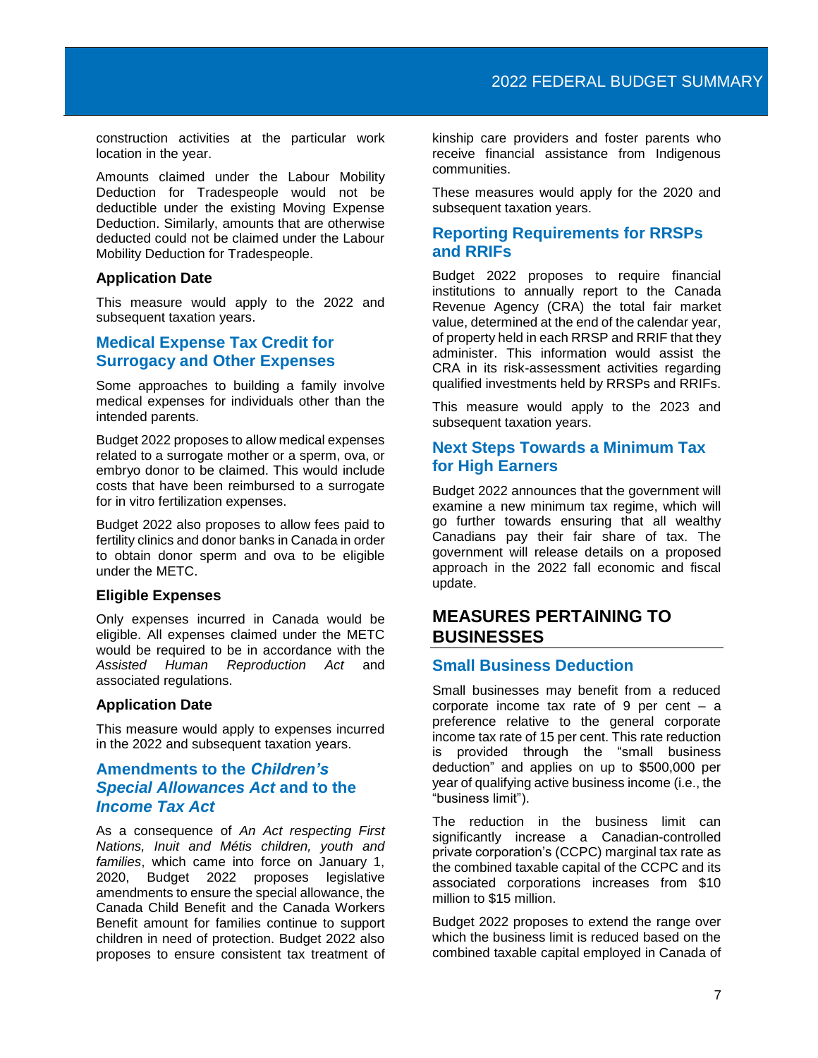construction activities at the particular work location in the year.

Amounts claimed under the Labour Mobility Deduction for Tradespeople would not be deductible under the existing Moving Expense Deduction. Similarly, amounts that are otherwise deducted could not be claimed under the Labour Mobility Deduction for Tradespeople.

### Application Date

This measure would apply to the 2022 and subsequent taxation years.

## Medical Expense Tax Credit for Surrogacy and Other Expenses

Some approaches to building a family involve medical expenses for individuals other than the intended parents.

Budget 2022 proposes to allow medical expenses related to a surrogate mother or a sperm, ova, or embryo donor to be claimed. This would include costs that have been reimbursed to a surrogate for in vitro fertilization expenses.

Budget 2022 also proposes to allow fees paid to fertility clinics and donor banks in Canada in order to obtain donor sperm and ova to be eligible under the METC.

### Eligible Expenses

Only expenses incurred in Canada would be eligible. All expenses claimed under the METC would be required to be in accordance with the *Assisted Human Reproduction Act* and associated regulations.

### Application Date

This measure would apply to expenses incurred in the 2022 and subsequent taxation years.

## Amendments to the *Children's Special Allowances Act* and to the *Income Tax Act*

As a consequence of *An Act respecting First Nations, Inuit and Métis children, youth and families*, which came into force on January 1, 2020, Budget 2022 proposes legislative amendments to ensure the special allowance, the Canada Child Benefit and the Canada Workers Benefit amount for families continue to support children in need of protection. Budget 2022 also proposes to ensure consistent tax treatment of kinship care providers and foster parents who receive financial assistance from Indigenous communities.

These measures would apply for the 2020 and subsequent taxation years.

## Reporting Requirements for RRSPs and RRIFs

Budget 2022 proposes to require financial institutions to annually report to the Canada Revenue Agency (CRA) the total fair market value, determined at the end of the calendar year, of property held in each RRSP and RRIF that they administer. This information would assist the CRA in its risk-assessment activities regarding qualified investments held by RRSPs and RRIFs.

This measure would apply to the 2023 and subsequent taxation years.

## Next Steps Towards a Minimum Tax for High Earners

Budget 2022 announces that the government will examine a new minimum tax regime, which will go further towards ensuring that all wealthy Canadians pay their fair share of tax. The government will release details on a proposed approach in the 2022 fall economic and fiscal update.

# MEASURES PERTAINING TO BUSINESSES

## Small Business Deduction

Small businesses may benefit from a reduced corporate income tax rate of 9 per cent – a preference relative to the general corporate income tax rate of 15 per cent. This rate reduction is provided through the "small business deduction" and applies on up to $500,000 per year of qualifying active business income (i.e., the "business limit").

The reduction in the business limit can significantly increase a Canadian-controlled private corporation's (CCPC) marginal tax rate as the combined taxable capital of the CCPC and its associated corporations increases from $10 million to $15 million.

Budget 2022 proposes to extend the range over which the business limit is reduced based on the combined taxable capital employed in Canada of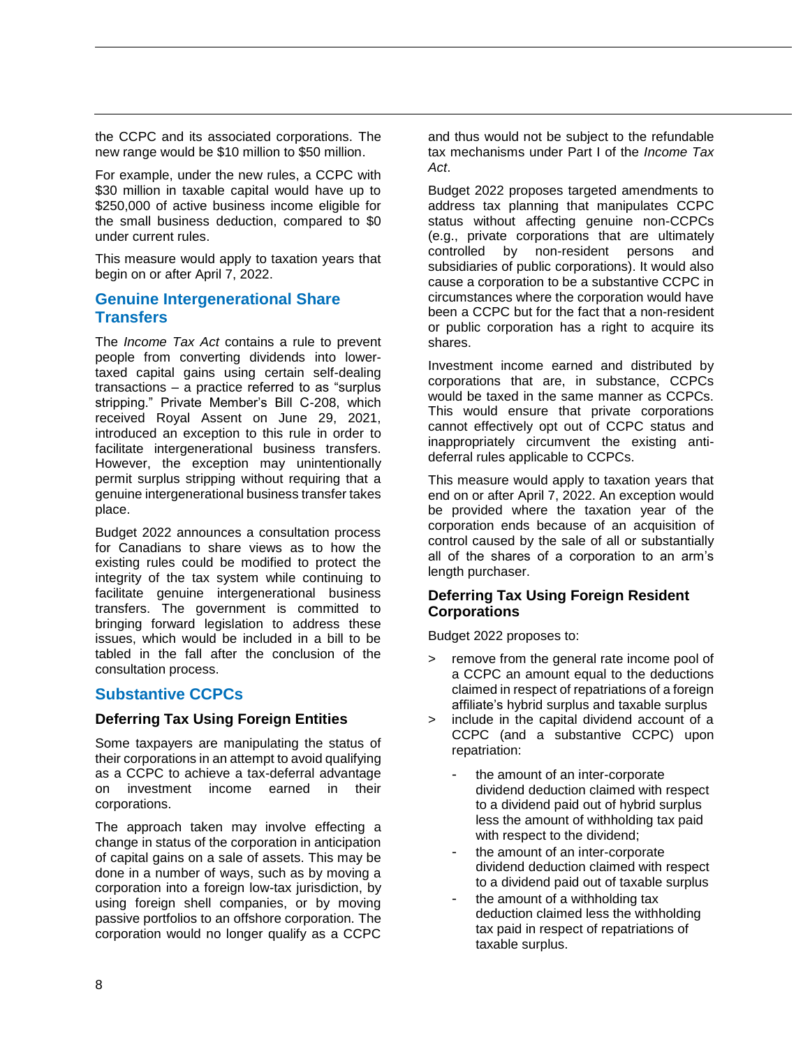the CCPC and its associated corporations. The new range would be $10 million to $50 million.

For example, under the new rules, a CCPC with $30 million in taxable capital would have up to $250,000 of active business income eligible for the small business deduction, compared to $0 under current rules.

This measure would apply to taxation years that begin on or after April 7, 2022.

## Genuine Intergenerational Share Transfers

The *Income Tax Act* contains a rule to prevent people from converting dividends into lower-taxed capital gains using certain self-dealing transactions – a practice referred to as "surplus stripping." Private Member's Bill C-208, which received Royal Assent on June 29, 2021, introduced an exception to this rule in order to facilitate intergenerational business transfers. However, the exception may unintentionally permit surplus stripping without requiring that a genuine intergenerational business transfer takes place.

Budget 2022 announces a consultation process for Canadians to share views as to how the existing rules could be modified to protect the integrity of the tax system while continuing to facilitate genuine intergenerational business transfers. The government is committed to bringing forward legislation to address these issues, which would be included in a bill to be tabled in the fall after the conclusion of the consultation process.

## Substantive CCPCs

### Deferring Tax Using Foreign Entities

Some taxpayers are manipulating the status of their corporations in an attempt to avoid qualifying as a CCPC to achieve a tax-deferral advantage on investment income earned in their corporations.

The approach taken may involve effecting a change in status of the corporation in anticipation of capital gains on a sale of assets. This may be done in a number of ways, such as by moving a corporation into a foreign low-tax jurisdiction, by using foreign shell companies, or by moving passive portfolios to an offshore corporation. The corporation would no longer qualify as a CCPC and thus would not be subject to the refundable tax mechanisms under Part I of the *Income Tax Act*.

Budget 2022 proposes targeted amendments to address tax planning that manipulates CCPC status without affecting genuine non-CCPCs (e.g., private corporations that are ultimately controlled by non-resident persons and subsidiaries of public corporations). It would also cause a corporation to be a substantive CCPC in circumstances where the corporation would have been a CCPC but for the fact that a non-resident or public corporation has a right to acquire its shares.

Investment income earned and distributed by corporations that are, in substance, CCPCs would be taxed in the same manner as CCPCs. This would ensure that private corporations cannot effectively opt out of CCPC status and inappropriately circumvent the existing anti-deferral rules applicable to CCPCs.

This measure would apply to taxation years that end on or after April 7, 2022. An exception would be provided where the taxation year of the corporation ends because of an acquisition of control caused by the sale of all or substantially all of the shares of a corporation to an arm's length purchaser.

### Deferring Tax Using Foreign Resident Corporations

Budget 2022 proposes to:

- remove from the general rate income pool of a CCPC an amount equal to the deductions claimed in respect of repatriations of a foreign affiliate's hybrid surplus and taxable surplus
- include in the capital dividend account of a CCPC (and a substantive CCPC) upon repatriation:
  - the amount of an inter-corporate dividend deduction claimed with respect to a dividend paid out of hybrid surplus less the amount of withholding tax paid with respect to the dividend;
  - the amount of an inter-corporate dividend deduction claimed with respect to a dividend paid out of taxable surplus
  - the amount of a withholding tax deduction claimed less the withholding tax paid in respect of repatriations of taxable surplus.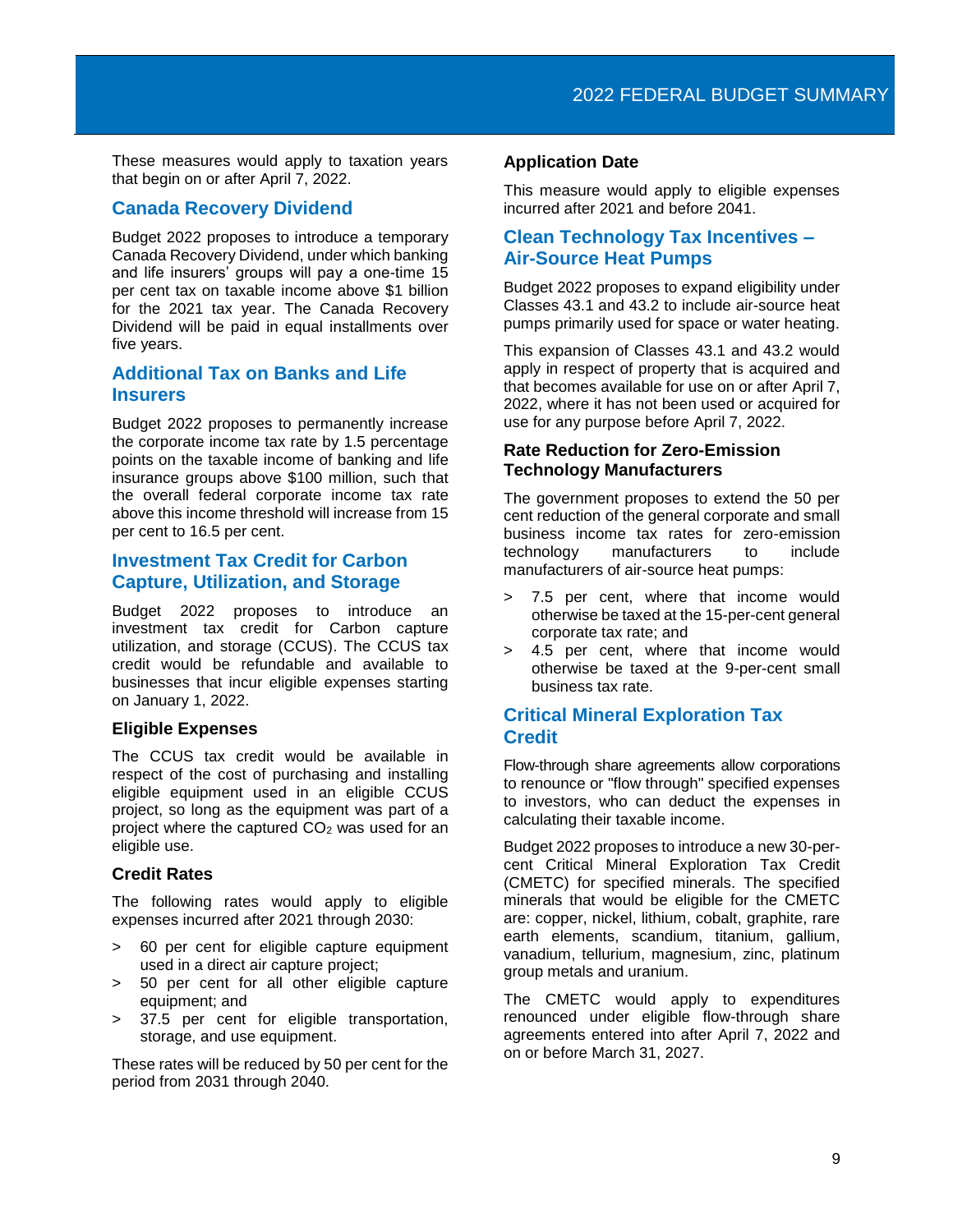These measures would apply to taxation years that begin on or after April 7, 2022.

## Canada Recovery Dividend

Budget 2022 proposes to introduce a temporary Canada Recovery Dividend, under which banking and life insurers' groups will pay a one-time 15 per cent tax on taxable income above $1 billion for the 2021 tax year. The Canada Recovery Dividend will be paid in equal installments over five years.

## Additional Tax on Banks and Life Insurers

Budget 2022 proposes to permanently increase the corporate income tax rate by 1.5 percentage points on the taxable income of banking and life insurance groups above $100 million, such that the overall federal corporate income tax rate above this income threshold will increase from 15 per cent to 16.5 per cent.

## Investment Tax Credit for Carbon Capture, Utilization, and Storage

Budget 2022 proposes to introduce an investment tax credit for Carbon capture utilization, and storage (CCUS). The CCUS tax credit would be refundable and available to businesses that incur eligible expenses starting on January 1, 2022.

### Eligible Expenses

The CCUS tax credit would be available in respect of the cost of purchasing and installing eligible equipment used in an eligible CCUS project, so long as the equipment was part of a project where the captured $CO_2$ was used for an eligible use.

### Credit Rates

The following rates would apply to eligible expenses incurred after 2021 through 2030:

- 60 per cent for eligible capture equipment used in a direct air capture project;
- 50 per cent for all other eligible capture equipment; and
- 37.5 per cent for eligible transportation, storage, and use equipment.

These rates will be reduced by 50 per cent for the period from 2031 through 2040.

### Application Date

This measure would apply to eligible expenses incurred after 2021 and before 2041.

## Clean Technology Tax Incentives – Air-Source Heat Pumps

Budget 2022 proposes to expand eligibility under Classes 43.1 and 43.2 to include air-source heat pumps primarily used for space or water heating.

This expansion of Classes 43.1 and 43.2 would apply in respect of property that is acquired and that becomes available for use on or after April 7, 2022, where it has not been used or acquired for use for any purpose before April 7, 2022.

### Rate Reduction for Zero-Emission Technology Manufacturers

The government proposes to extend the 50 per cent reduction of the general corporate and small business income tax rates for zero-emission technology manufacturers to include manufacturers of air-source heat pumps:

- 7.5 per cent, where that income would otherwise be taxed at the 15-per-cent general corporate tax rate; and
- 4.5 per cent, where that income would otherwise be taxed at the 9-per-cent small business tax rate.

## Critical Mineral Exploration Tax Credit

Flow-through share agreements allow corporations to renounce or "flow through" specified expenses to investors, who can deduct the expenses in calculating their taxable income.

Budget 2022 proposes to introduce a new 30-per-cent Critical Mineral Exploration Tax Credit (CMETC) for specified minerals. The specified minerals that would be eligible for the CMETC are: copper, nickel, lithium, cobalt, graphite, rare earth elements, scandium, titanium, gallium, vanadium, tellurium, magnesium, zinc, platinum group metals and uranium.

The CMETC would apply to expenditures renounced under eligible flow-through share agreements entered into after April 7, 2022 and on or before March 31, 2027.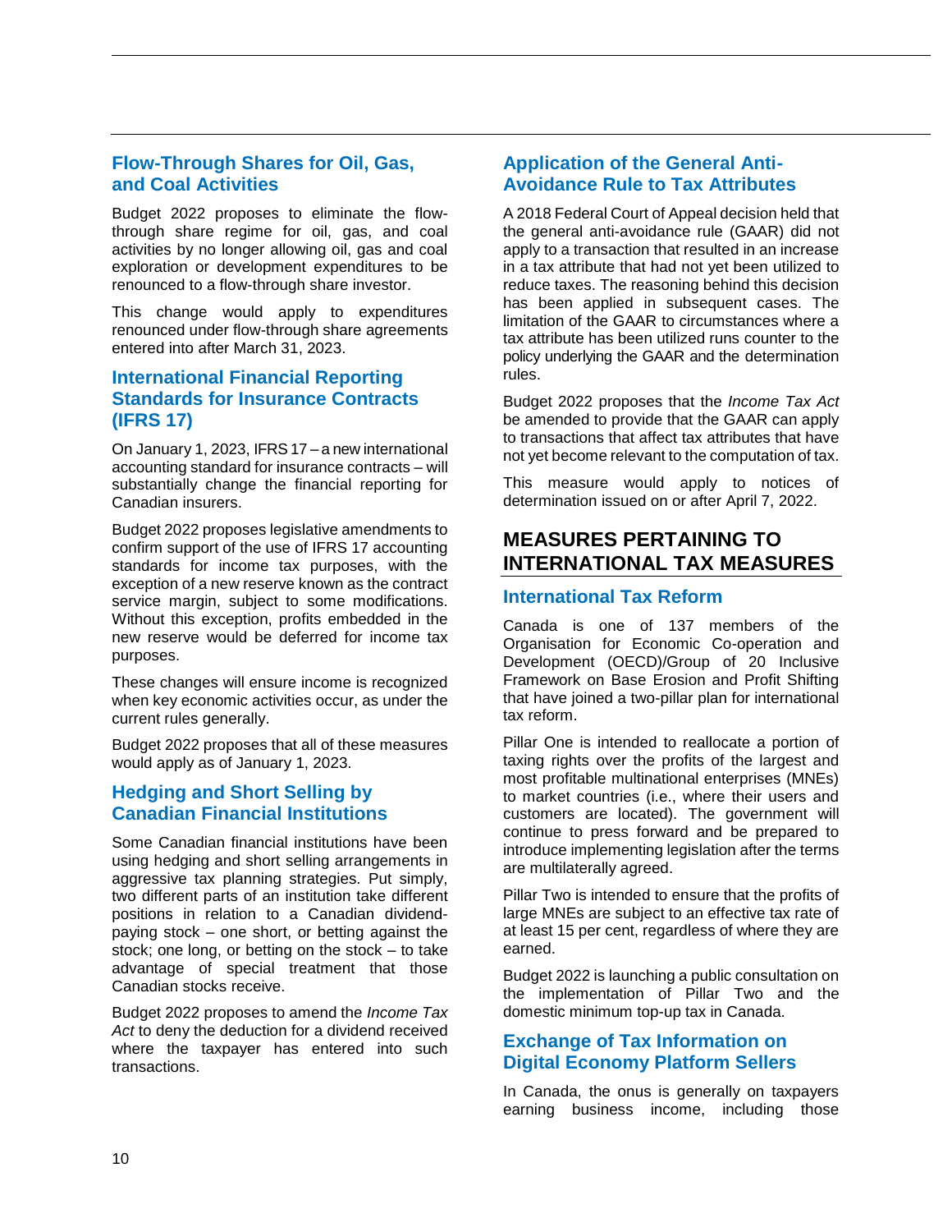### Flow-Through Shares for Oil, Gas, and Coal Activities

Budget 2022 proposes to eliminate the flow-through share regime for oil, gas, and coal activities by no longer allowing oil, gas and coal exploration or development expenditures to be renounced to a flow-through share investor.

This change would apply to expenditures renounced under flow-through share agreements entered into after March 31, 2023.

### International Financial Reporting Standards for Insurance Contracts (IFRS 17)

On January 1, 2023, IFRS 17 – a new international accounting standard for insurance contracts – will substantially change the financial reporting for Canadian insurers.

Budget 2022 proposes legislative amendments to confirm support of the use of IFRS 17 accounting standards for income tax purposes, with the exception of a new reserve known as the contract service margin, subject to some modifications. Without this exception, profits embedded in the new reserve would be deferred for income tax purposes.

These changes will ensure income is recognized when key economic activities occur, as under the current rules generally.

Budget 2022 proposes that all of these measures would apply as of January 1, 2023.

### Hedging and Short Selling by Canadian Financial Institutions

Some Canadian financial institutions have been using hedging and short selling arrangements in aggressive tax planning strategies. Put simply, two different parts of an institution take different positions in relation to a Canadian dividend-paying stock – one short, or betting against the stock; one long, or betting on the stock – to take advantage of special treatment that those Canadian stocks receive.

Budget 2022 proposes to amend the *Income Tax Act* to deny the deduction for a dividend received where the taxpayer has entered into such transactions.

### Application of the General Anti-Avoidance Rule to Tax Attributes

A 2018 Federal Court of Appeal decision held that the general anti-avoidance rule (GAAR) did not apply to a transaction that resulted in an increase in a tax attribute that had not yet been utilized to reduce taxes. The reasoning behind this decision has been applied in subsequent cases. The limitation of the GAAR to circumstances where a tax attribute has been utilized runs counter to the policy underlying the GAAR and the determination rules.

Budget 2022 proposes that the *Income Tax Act* be amended to provide that the GAAR can apply to transactions that affect tax attributes that have not yet become relevant to the computation of tax.

This measure would apply to notices of determination issued on or after April 7, 2022.

## MEASURES PERTAINING TO INTERNATIONAL TAX MEASURES

### International Tax Reform

Canada is one of 137 members of the Organisation for Economic Co-operation and Development (OECD)/Group of 20 Inclusive Framework on Base Erosion and Profit Shifting that have joined a two-pillar plan for international tax reform.

Pillar One is intended to reallocate a portion of taxing rights over the profits of the largest and most profitable multinational enterprises (MNEs) to market countries (i.e., where their users and customers are located). The government will continue to press forward and be prepared to introduce implementing legislation after the terms are multilaterally agreed.

Pillar Two is intended to ensure that the profits of large MNEs are subject to an effective tax rate of at least 15 per cent, regardless of where they are earned.

Budget 2022 is launching a public consultation on the implementation of Pillar Two and the domestic minimum top-up tax in Canada.

### Exchange of Tax Information on Digital Economy Platform Sellers

In Canada, the onus is generally on taxpayers earning business income, including those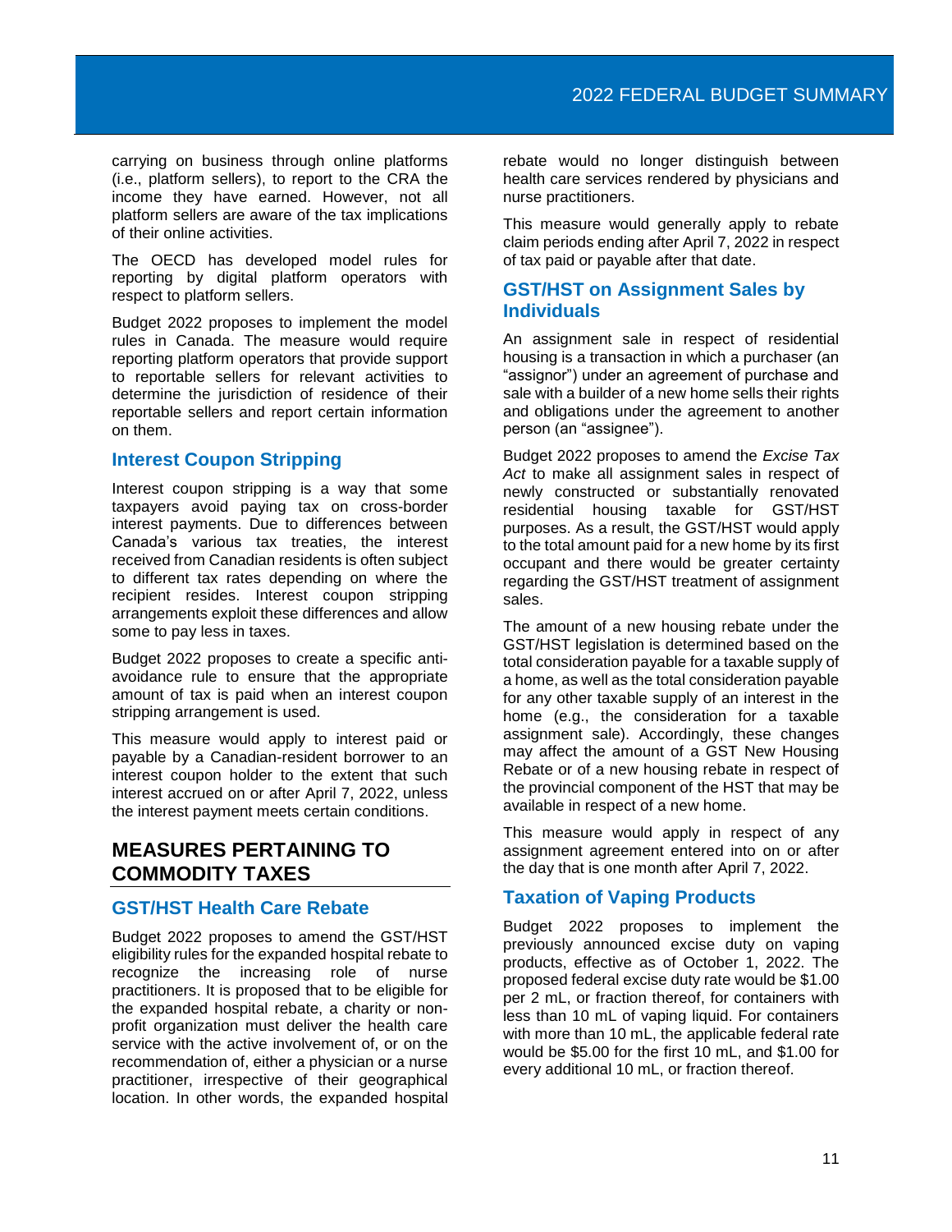carrying on business through online platforms (i.e., platform sellers), to report to the CRA the income they have earned. However, not all platform sellers are aware of the tax implications of their online activities.

The OECD has developed model rules for reporting by digital platform operators with respect to platform sellers.

Budget 2022 proposes to implement the model rules in Canada. The measure would require reporting platform operators that provide support to reportable sellers for relevant activities to determine the jurisdiction of residence of their reportable sellers and report certain information on them.

### Interest Coupon Stripping

Interest coupon stripping is a way that some taxpayers avoid paying tax on cross-border interest payments. Due to differences between Canada's various tax treaties, the interest received from Canadian residents is often subject to different tax rates depending on where the recipient resides. Interest coupon stripping arrangements exploit these differences and allow some to pay less in taxes.

Budget 2022 proposes to create a specific anti-avoidance rule to ensure that the appropriate amount of tax is paid when an interest coupon stripping arrangement is used.

This measure would apply to interest paid or payable by a Canadian-resident borrower to an interest coupon holder to the extent that such interest accrued on or after April 7, 2022, unless the interest payment meets certain conditions.

## MEASURES PERTAINING TO COMMODITY TAXES

### GST/HST Health Care Rebate

Budget 2022 proposes to amend the GST/HST eligibility rules for the expanded hospital rebate to recognize the increasing role of nurse practitioners. It is proposed that to be eligible for the expanded hospital rebate, a charity or non-profit organization must deliver the health care service with the active involvement of, or on the recommendation of, either a physician or a nurse practitioner, irrespective of their geographical location. In other words, the expanded hospital rebate would no longer distinguish between health care services rendered by physicians and nurse practitioners.

This measure would generally apply to rebate claim periods ending after April 7, 2022 in respect of tax paid or payable after that date.

### GST/HST on Assignment Sales by Individuals

An assignment sale in respect of residential housing is a transaction in which a purchaser (an "assignor") under an agreement of purchase and sale with a builder of a new home sells their rights and obligations under the agreement to another person (an "assignee").

Budget 2022 proposes to amend the *Excise Tax Act* to make all assignment sales in respect of newly constructed or substantially renovated residential housing taxable for GST/HST purposes. As a result, the GST/HST would apply to the total amount paid for a new home by its first occupant and there would be greater certainty regarding the GST/HST treatment of assignment sales.

The amount of a new housing rebate under the GST/HST legislation is determined based on the total consideration payable for a taxable supply of a home, as well as the total consideration payable for any other taxable supply of an interest in the home (e.g., the consideration for a taxable assignment sale). Accordingly, these changes may affect the amount of a GST New Housing Rebate or of a new housing rebate in respect of the provincial component of the HST that may be available in respect of a new home.

This measure would apply in respect of any assignment agreement entered into on or after the day that is one month after April 7, 2022.

### Taxation of Vaping Products

Budget 2022 proposes to implement the previously announced excise duty on vaping products, effective as of October 1, 2022. The proposed federal excise duty rate would be $1.00 per 2 mL, or fraction thereof, for containers with less than 10 mL of vaping liquid. For containers with more than 10 mL, the applicable federal rate would be $5.00 for the first 10 mL, and $1.00 for every additional 10 mL, or fraction thereof.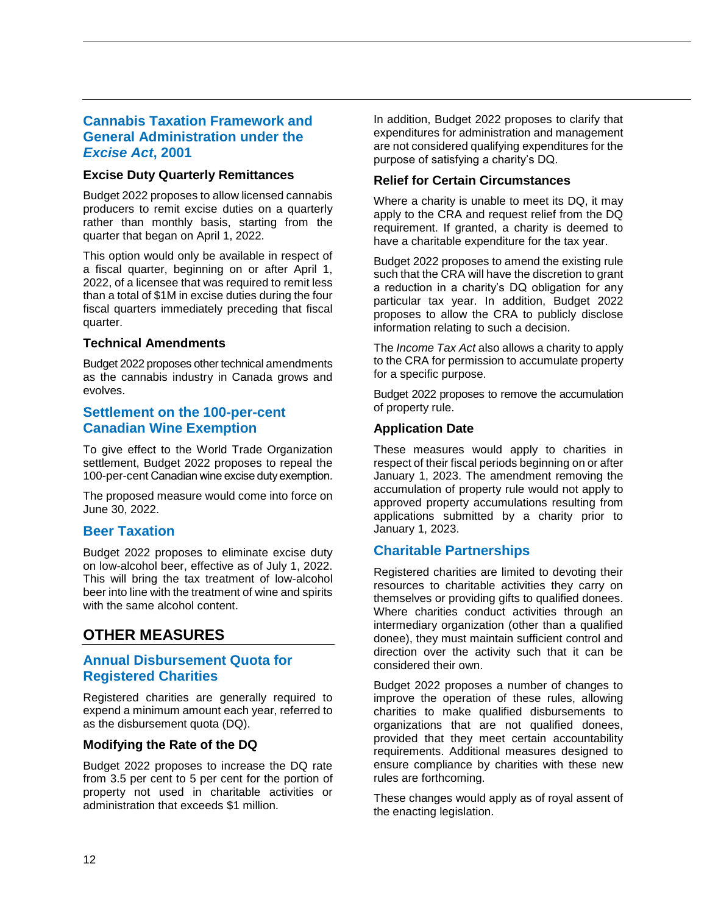## Cannabis Taxation Framework and General Administration under the *Excise Act*, 2001

### Excise Duty Quarterly Remittances

Budget 2022 proposes to allow licensed cannabis producers to remit excise duties on a quarterly rather than monthly basis, starting from the quarter that began on April 1, 2022.

This option would only be available in respect of a fiscal quarter, beginning on or after April 1, 2022, of a licensee that was required to remit less than a total of $1M in excise duties during the four fiscal quarters immediately preceding that fiscal quarter.

### Technical Amendments

Budget 2022 proposes other technical amendments as the cannabis industry in Canada grows and evolves.

## Settlement on the 100-per-cent Canadian Wine Exemption

To give effect to the World Trade Organization settlement, Budget 2022 proposes to repeal the 100-per-cent Canadian wine excise duty exemption.

The proposed measure would come into force on June 30, 2022.

## Beer Taxation

Budget 2022 proposes to eliminate excise duty on low-alcohol beer, effective as of July 1, 2022. This will bring the tax treatment of low-alcohol beer into line with the treatment of wine and spirits with the same alcohol content.

# OTHER MEASURES

## Annual Disbursement Quota for Registered Charities

Registered charities are generally required to expend a minimum amount each year, referred to as the disbursement quota (DQ).

### Modifying the Rate of the DQ

Budget 2022 proposes to increase the DQ rate from 3.5 per cent to 5 per cent for the portion of property not used in charitable activities or administration that exceeds $1 million.

In addition, Budget 2022 proposes to clarify that expenditures for administration and management are not considered qualifying expenditures for the purpose of satisfying a charity's DQ.

### Relief for Certain Circumstances

Where a charity is unable to meet its DQ, it may apply to the CRA and request relief from the DQ requirement. If granted, a charity is deemed to have a charitable expenditure for the tax year.

Budget 2022 proposes to amend the existing rule such that the CRA will have the discretion to grant a reduction in a charity's DQ obligation for any particular tax year. In addition, Budget 2022 proposes to allow the CRA to publicly disclose information relating to such a decision.

The *Income Tax Act* also allows a charity to apply to the CRA for permission to accumulate property for a specific purpose.

Budget 2022 proposes to remove the accumulation of property rule.

### Application Date

These measures would apply to charities in respect of their fiscal periods beginning on or after January 1, 2023. The amendment removing the accumulation of property rule would not apply to approved property accumulations resulting from applications submitted by a charity prior to January 1, 2023.

## Charitable Partnerships

Registered charities are limited to devoting their resources to charitable activities they carry on themselves or providing gifts to qualified donees. Where charities conduct activities through an intermediary organization (other than a qualified donee), they must maintain sufficient control and direction over the activity such that it can be considered their own.

Budget 2022 proposes a number of changes to improve the operation of these rules, allowing charities to make qualified disbursements to organizations that are not qualified donees, provided that they meet certain accountability requirements. Additional measures designed to ensure compliance by charities with these new rules are forthcoming.

These changes would apply as of royal assent of the enacting legislation.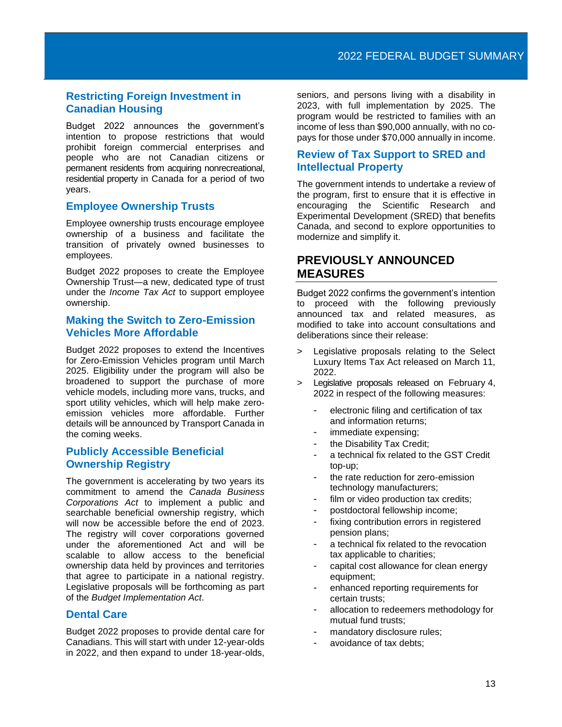## Restricting Foreign Investment in Canadian Housing

Budget 2022 announces the government's intention to propose restrictions that would prohibit foreign commercial enterprises and people who are not Canadian citizens or permanent residents from acquiring nonrecreational, residential property in Canada for a period of two years.

## Employee Ownership Trusts

Employee ownership trusts encourage employee ownership of a business and facilitate the transition of privately owned businesses to employees.

Budget 2022 proposes to create the Employee Ownership Trust—a new, dedicated type of trust under the *Income Tax Act* to support employee ownership.

## Making the Switch to Zero-Emission Vehicles More Affordable

Budget 2022 proposes to extend the Incentives for Zero-Emission Vehicles program until March 2025. Eligibility under the program will also be broadened to support the purchase of more vehicle models, including more vans, trucks, and sport utility vehicles, which will help make zero-emission vehicles more affordable. Further details will be announced by Transport Canada in the coming weeks.

## Publicly Accessible Beneficial Ownership Registry

The government is accelerating by two years its commitment to amend the *Canada Business Corporations Act* to implement a public and searchable beneficial ownership registry, which will now be accessible before the end of 2023. The registry will cover corporations governed under the aforementioned Act and will be scalable to allow access to the beneficial ownership data held by provinces and territories that agree to participate in a national registry. Legislative proposals will be forthcoming as part of the *Budget Implementation Act*.

## Dental Care

Budget 2022 proposes to provide dental care for Canadians. This will start with under 12-year-olds in 2022, and then expand to under 18-year-olds, seniors, and persons living with a disability in 2023, with full implementation by 2025. The program would be restricted to families with an income of less than $90,000 annually, with no co-pays for those under $70,000 annually in income.

## Review of Tax Support to SRED and Intellectual Property

The government intends to undertake a review of the program, first to ensure that it is effective in encouraging the Scientific Research and Experimental Development (SRED) that benefits Canada, and second to explore opportunities to modernize and simplify it.

# PREVIOUSLY ANNOUNCED MEASURES

Budget 2022 confirms the government's intention to proceed with the following previously announced tax and related measures, as modified to take into account consultations and deliberations since their release:

- Legislative proposals relating to the Select Luxury Items Tax Act released on March 11, 2022.
- Legislative proposals released on February 4, 2022 in respect of the following measures:
  - electronic filing and certification of tax and information returns;
  - immediate expensing;
  - the Disability Tax Credit;
  - a technical fix related to the GST Credit top-up;
  - the rate reduction for zero-emission technology manufacturers;
  - film or video production tax credits;
  - postdoctoral fellowship income;
  - fixing contribution errors in registered pension plans;
  - a technical fix related to the revocation tax applicable to charities;
  - capital cost allowance for clean energy equipment;
  - enhanced reporting requirements for certain trusts;
  - allocation to redeemers methodology for mutual fund trusts;
  - mandatory disclosure rules;
  - avoidance of tax debts;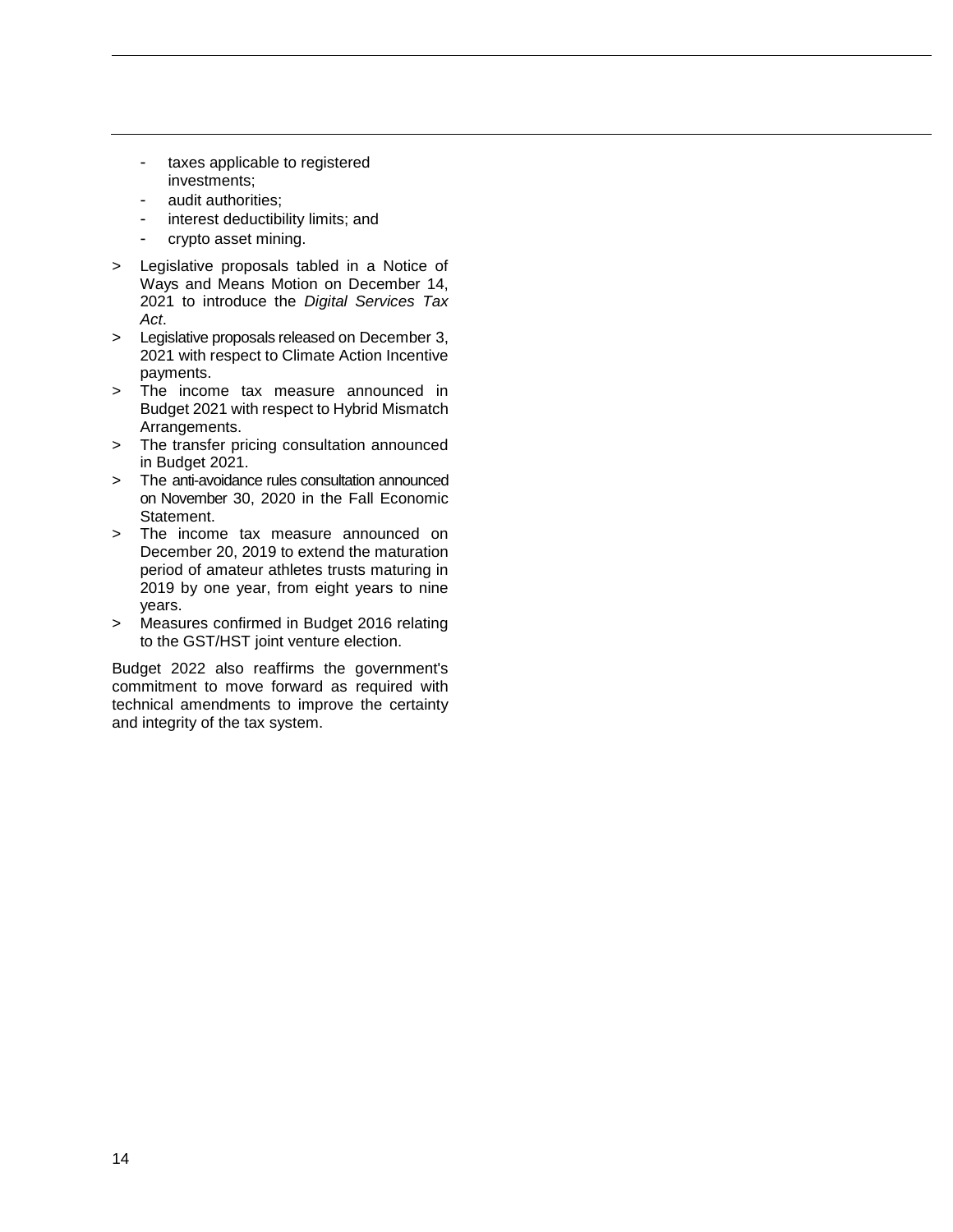- taxes applicable to registered investments;
- audit authorities;
- interest deductibility limits; and
- crypto asset mining.

> Legislative proposals tabled in a Notice of Ways and Means Motion on December 14, 2021 to introduce the *Digital Services Tax Act*.

> Legislative proposals released on December 3, 2021 with respect to Climate Action Incentive payments.

> The income tax measure announced in Budget 2021 with respect to Hybrid Mismatch Arrangements.

> The transfer pricing consultation announced in Budget 2021.

> The anti-avoidance rules consultation announced on November 30, 2020 in the Fall Economic Statement.

> The income tax measure announced on December 20, 2019 to extend the maturation period of amateur athletes trusts maturing in 2019 by one year, from eight years to nine years.

> Measures confirmed in Budget 2016 relating to the GST/HST joint venture election.

Budget 2022 also reaffirms the government's commitment to move forward as required with technical amendments to improve the certainty and integrity of the tax system.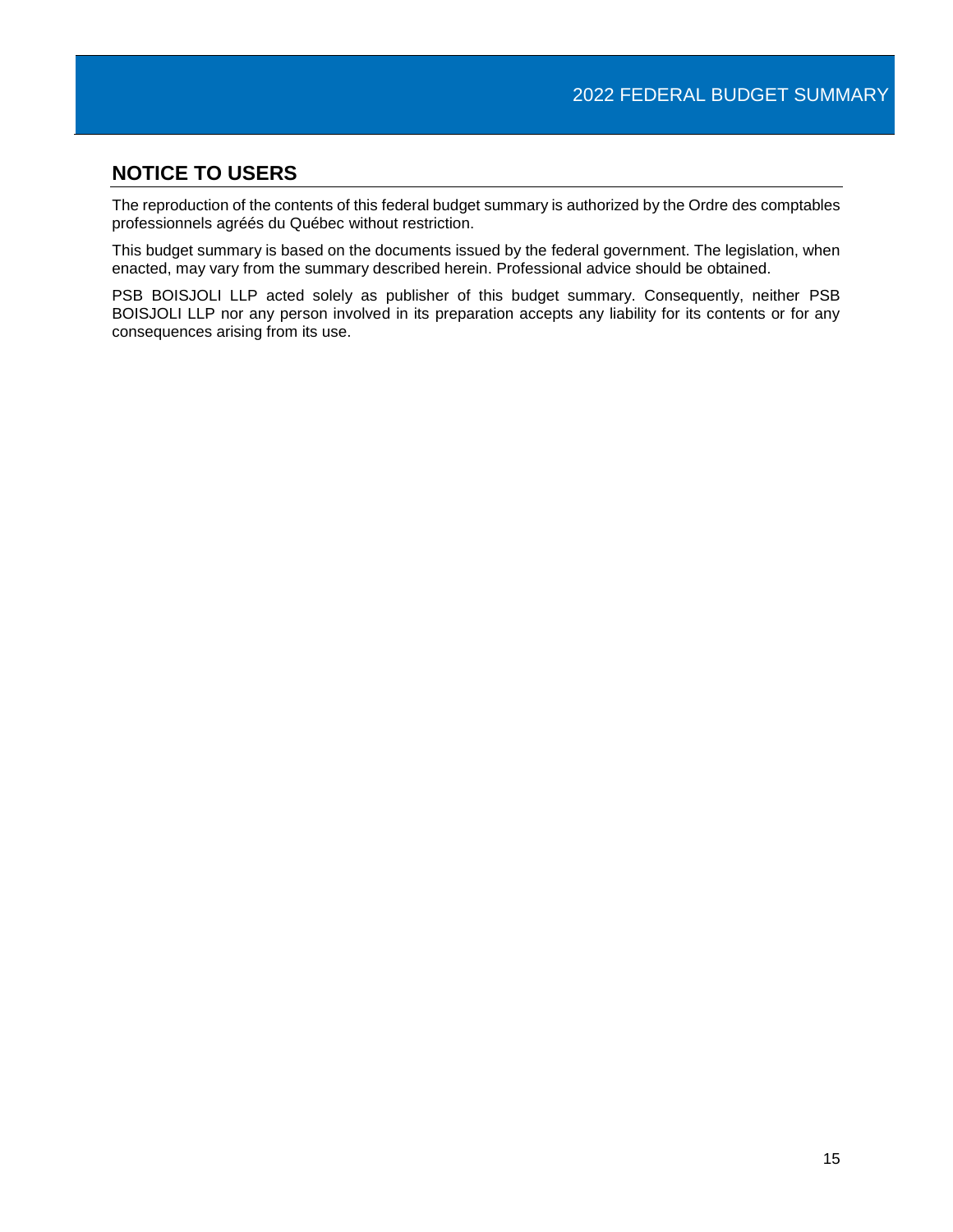## NOTICE TO USERS

The reproduction of the contents of this federal budget summary is authorized by the Ordre des comptables professionnels agréés du Québec without restriction.

This budget summary is based on the documents issued by the federal government. The legislation, when enacted, may vary from the summary described herein. Professional advice should be obtained.

PSB BOISJOLI LLP acted solely as publisher of this budget summary. Consequently, neither PSB BOISJOLI LLP nor any person involved in its preparation accepts any liability for its contents or for any consequences arising from its use.